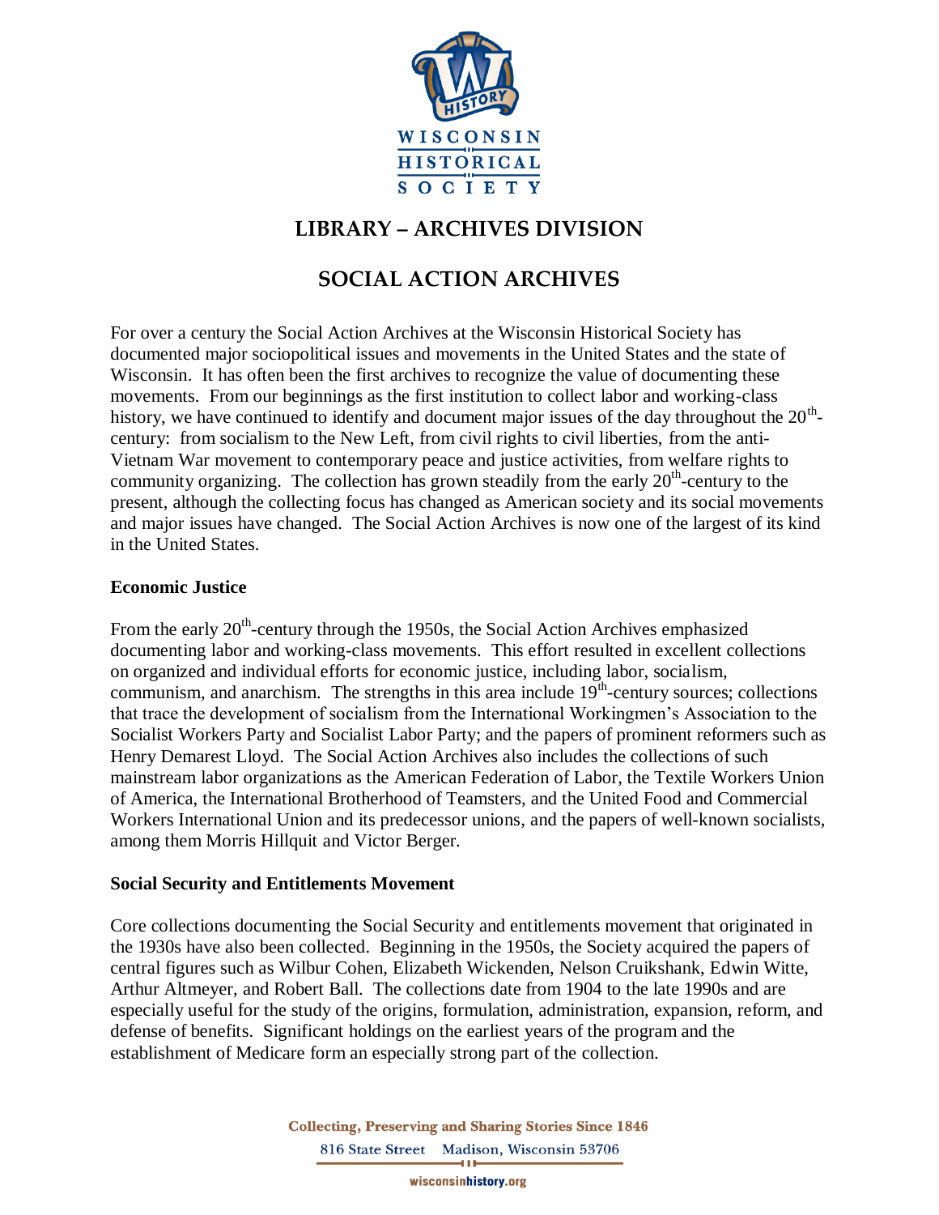WISCONSIN HISTORICAL SOCIETY

# LIBRARY – ARCHIVES DIVISION

# SOCIAL ACTION ARCHIVES

For over a century the Social Action Archives at the Wisconsin Historical Society has documented major sociopolitical issues and movements in the United States and the state of Wisconsin. It has often been the first archives to recognize the value of documenting these movements. From our beginnings as the first institution to collect labor and working-class history, we have continued to identify and document major issues of the day throughout the 20th-century: from socialism to the New Left, from civil rights to civil liberties, from the anti-Vietnam War movement to contemporary peace and justice activities, from welfare rights to community organizing. The collection has grown steadily from the early 20th-century to the present, although the collecting focus has changed as American society and its social movements and major issues have changed. The Social Action Archives is now one of the largest of its kind in the United States.

**Economic Justice**

From the early 20th-century through the 1950s, the Social Action Archives emphasized documenting labor and working-class movements. This effort resulted in excellent collections on organized and individual efforts for economic justice, including labor, socialism, communism, and anarchism. The strengths in this area include 19th-century sources; collections that trace the development of socialism from the International Workingmen's Association to the Socialist Workers Party and Socialist Labor Party; and the papers of prominent reformers such as Henry Demarest Lloyd. The Social Action Archives also includes the collections of such mainstream labor organizations as the American Federation of Labor, the Textile Workers Union of America, the International Brotherhood of Teamsters, and the United Food and Commercial Workers International Union and its predecessor unions, and the papers of well-known socialists, among them Morris Hillquit and Victor Berger.

**Social Security and Entitlements Movement**

Core collections documenting the Social Security and entitlements movement that originated in the 1930s have also been collected. Beginning in the 1950s, the Society acquired the papers of central figures such as Wilbur Cohen, Elizabeth Wickenden, Nelson Cruikshank, Edwin Witte, Arthur Altmeyer, and Robert Ball. The collections date from 1904 to the late 1990s and are especially useful for the study of the origins, formulation, administration, expansion, reform, and defense of benefits. Significant holdings on the earliest years of the program and the establishment of Medicare form an especially strong part of the collection.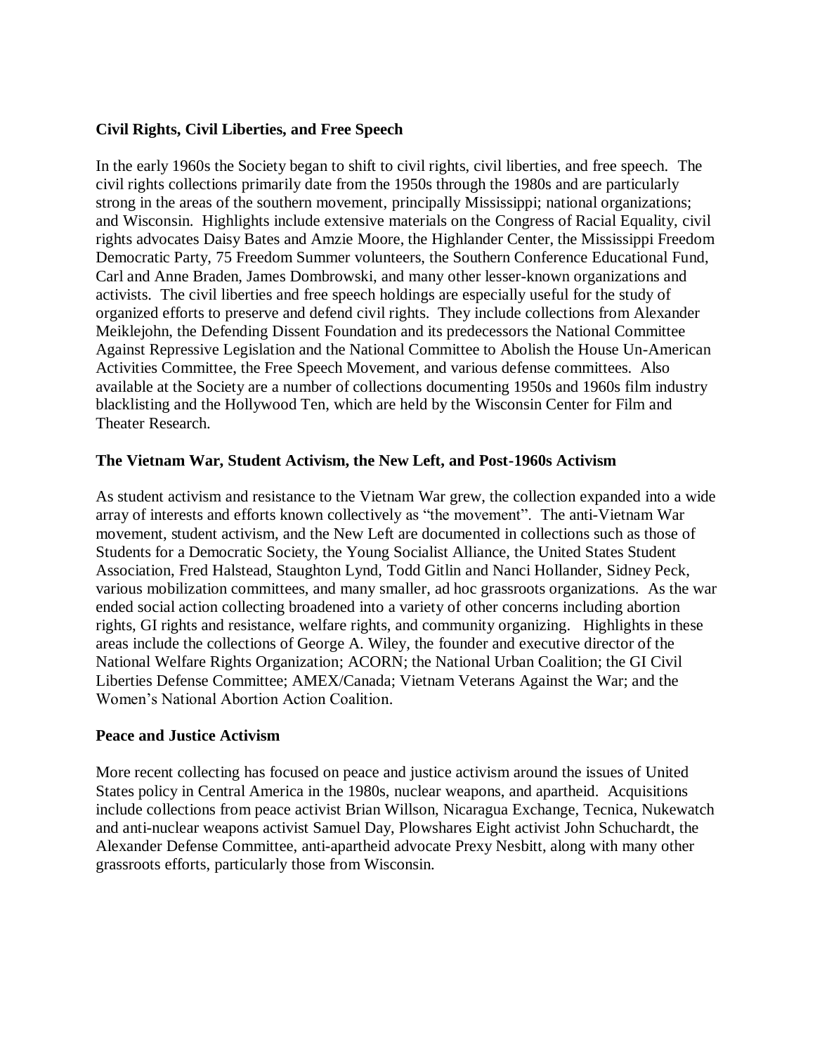**Civil Rights, Civil Liberties, and Free Speech**

In the early 1960s the Society began to shift to civil rights, civil liberties, and free speech. The civil rights collections primarily date from the 1950s through the 1980s and are particularly strong in the areas of the southern movement, principally Mississippi; national organizations; and Wisconsin. Highlights include extensive materials on the Congress of Racial Equality, civil rights advocates Daisy Bates and Amzie Moore, the Highlander Center, the Mississippi Freedom Democratic Party, 75 Freedom Summer volunteers, the Southern Conference Educational Fund, Carl and Anne Braden, James Dombrowski, and many other lesser-known organizations and activists. The civil liberties and free speech holdings are especially useful for the study of organized efforts to preserve and defend civil rights. They include collections from Alexander Meiklejohn, the Defending Dissent Foundation and its predecessors the National Committee Against Repressive Legislation and the National Committee to Abolish the House Un-American Activities Committee, the Free Speech Movement, and various defense committees. Also available at the Society are a number of collections documenting 1950s and 1960s film industry blacklisting and the Hollywood Ten, which are held by the Wisconsin Center for Film and Theater Research.

**The Vietnam War, Student Activism, the New Left, and Post-1960s Activism**

As student activism and resistance to the Vietnam War grew, the collection expanded into a wide array of interests and efforts known collectively as "the movement". The anti-Vietnam War movement, student activism, and the New Left are documented in collections such as those of Students for a Democratic Society, the Young Socialist Alliance, the United States Student Association, Fred Halstead, Staughton Lynd, Todd Gitlin and Nanci Hollander, Sidney Peck, various mobilization committees, and many smaller, ad hoc grassroots organizations. As the war ended social action collecting broadened into a variety of other concerns including abortion rights, GI rights and resistance, welfare rights, and community organizing. Highlights in these areas include the collections of George A. Wiley, the founder and executive director of the National Welfare Rights Organization; ACORN; the National Urban Coalition; the GI Civil Liberties Defense Committee; AMEX/Canada; Vietnam Veterans Against the War; and the Women's National Abortion Action Coalition.

**Peace and Justice Activism**

More recent collecting has focused on peace and justice activism around the issues of United States policy in Central America in the 1980s, nuclear weapons, and apartheid. Acquisitions include collections from peace activist Brian Willson, Nicaragua Exchange, Tecnica, Nukewatch and anti-nuclear weapons activist Samuel Day, Plowshares Eight activist John Schuchardt, the Alexander Defense Committee, anti-apartheid advocate Prexy Nesbitt, along with many other grassroots efforts, particularly those from Wisconsin.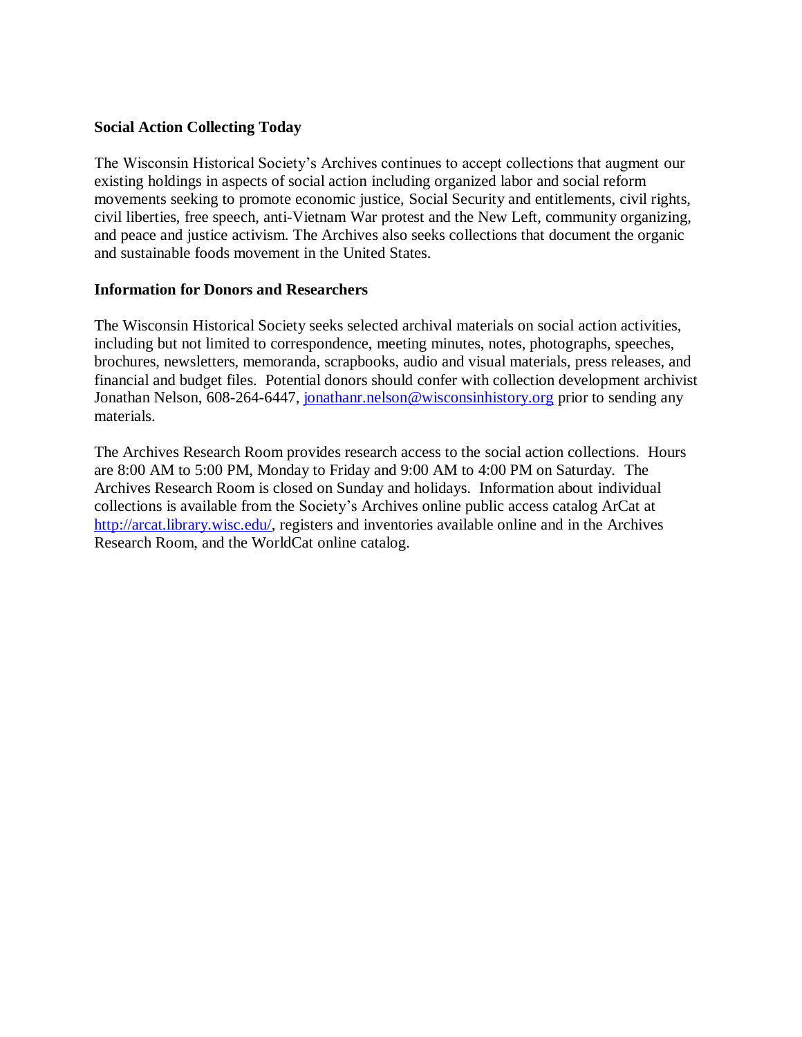## Social Action Collecting Today

The Wisconsin Historical Society's Archives continues to accept collections that augment our existing holdings in aspects of social action including organized labor and social reform movements seeking to promote economic justice, Social Security and entitlements, civil rights, civil liberties, free speech, anti-Vietnam War protest and the New Left, community organizing, and peace and justice activism. The Archives also seeks collections that document the organic and sustainable foods movement in the United States.

## Information for Donors and Researchers

The Wisconsin Historical Society seeks selected archival materials on social action activities, including but not limited to correspondence, meeting minutes, notes, photographs, speeches, brochures, newsletters, memoranda, scrapbooks, audio and visual materials, press releases, and financial and budget files. Potential donors should confer with collection development archivist Jonathan Nelson, 608-264-6447, [jonathanr.nelson@wisconsinhistory.org](mailto:jonathanr.nelson@wisconsinhistory.org) prior to sending any materials.

The Archives Research Room provides research access to the social action collections. Hours are 8:00 AM to 5:00 PM, Monday to Friday and 9:00 AM to 4:00 PM on Saturday. The Archives Research Room is closed on Sunday and holidays. Information about individual collections is available from the Society's Archives online public access catalog ArCat at [http://arcat.library.wisc.edu/](http://arcat.library.wisc.edu/), registers and inventories available online and in the Archives Research Room, and the WorldCat online catalog.